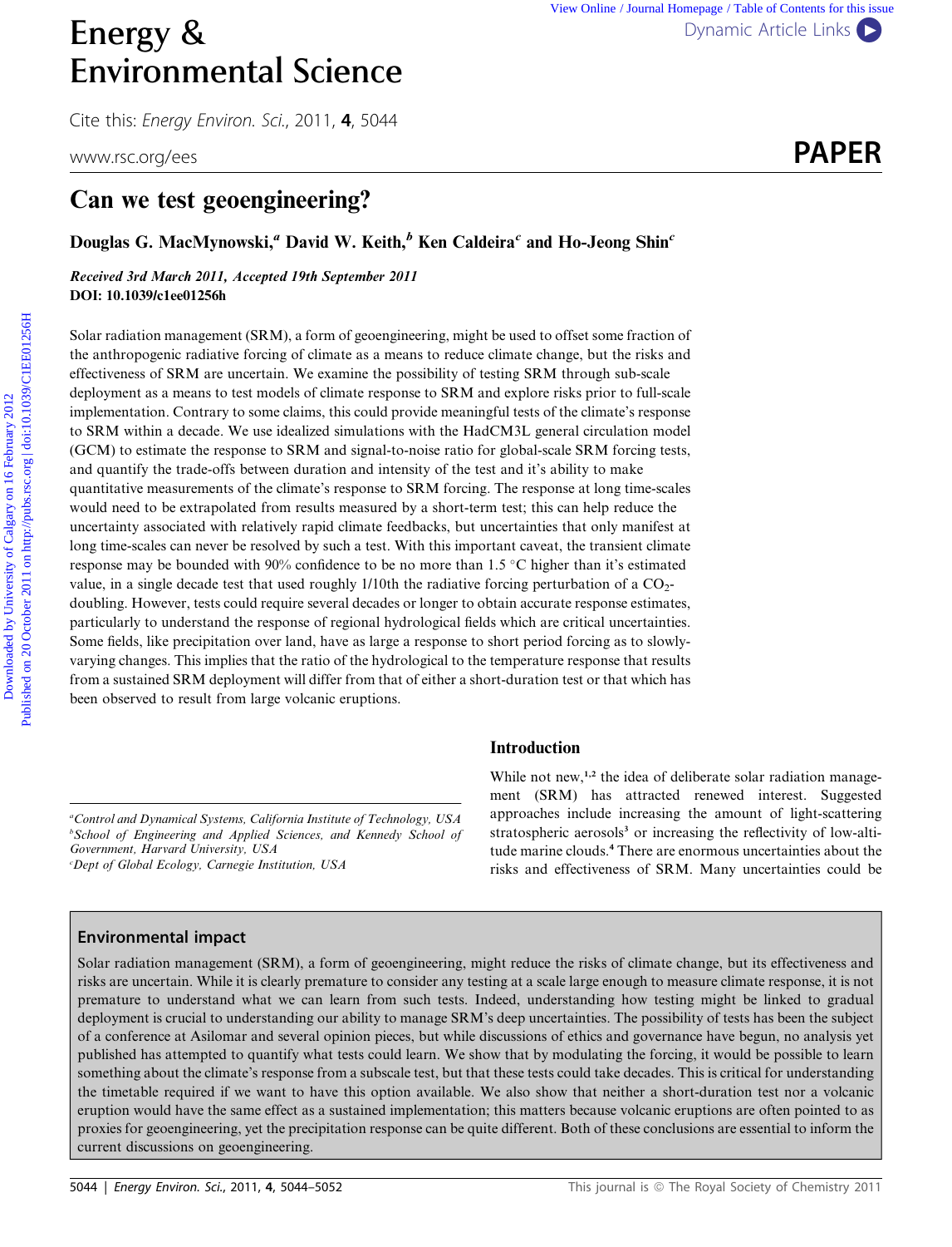# Can we test geoengineering?

Douglas G. MacMynowski,[a] David W. Keith,[b] Ken Caldeira[c] and Ho-Jeong Shin[c]

***Received 3rd March 2011, Accepted 19th September 2011***
**DOI: 10.1039/c1ee01256h**

Solar radiation management (SRM), a form of geoengineering, might be used to offset some fraction of the anthropogenic radiative forcing of climate as a means to reduce climate change, but the risks and effectiveness of SRM are uncertain. We examine the possibility of testing SRM through sub-scale deployment as a means to test models of climate response to SRM and explore risks prior to full-scale implementation. Contrary to some claims, this could provide meaningful tests of the climate's response to SRM within a decade. We use idealized simulations with the HadCM3L general circulation model (GCM) to estimate the response to SRM and signal-to-noise ratio for global-scale SRM forcing tests, and quantify the trade-offs between duration and intensity of the test and it's ability to make quantitative measurements of the climate's response to SRM forcing. The response at long time-scales would need to be extrapolated from results measured by a short-term test; this can help reduce the uncertainty associated with relatively rapid climate feedbacks, but uncertainties that only manifest at long time-scales can never be resolved by such a test. With this important caveat, the transient climate response may be bounded with 90% confidence to be no more than 1.5 °C higher than it's estimated value, in a single decade test that used roughly 1/10th the radiative forcing perturbation of a $CO_2$-doubling. However, tests could require several decades or longer to obtain accurate response estimates, particularly to understand the response of regional hydrological fields which are critical uncertainties. Some fields, like precipitation over land, have as large a response to short period forcing as to slowly-varying changes. This implies that the ratio of the hydrological to the temperature response that results from a sustained SRM deployment will differ from that of either a short-duration test or that which has been observed to result from large volcanic eruptions.

[a] Control and Dynamical Systems, California Institute of Technology, USA
[b] School of Engineering and Applied Sciences, and Kennedy School of Government, Harvard University, USA
[c] Dept of Global Ecology, Carnegie Institution, USA

## Introduction

While not new,[1,2] the idea of deliberate solar radiation management (SRM) has attracted renewed interest. Suggested approaches include increasing the amount of light-scattering stratospheric aerosols[3] or increasing the reflectivity of low-altitude marine clouds.[4] There are enormous uncertainties about the risks and effectiveness of SRM. Many uncertainties could be

## Environmental impact

Solar radiation management (SRM), a form of geoengineering, might reduce the risks of climate change, but its effectiveness and risks are uncertain. While it is clearly premature to consider any testing at a scale large enough to measure climate response, it is not premature to understand what we can learn from such tests. Indeed, understanding how testing might be linked to gradual deployment is crucial to understanding our ability to manage SRM's deep uncertainties. The possibility of tests has been the subject of a conference at Asilomar and several opinion pieces, but while discussions of ethics and governance have begun, no analysis yet published has attempted to quantify what tests could learn. We show that by modulating the forcing, it would be possible to learn something about the climate's response from a subscale test, but that these tests could take decades. This is critical for understanding the timetable required if we want to have this option available. We also show that neither a short-duration test nor a volcanic eruption would have the same effect as a sustained implementation; this matters because volcanic eruptions are often pointed to as proxies for geoengineering, yet the precipitation response can be quite different. Both of these conclusions are essential to inform the current discussions on geoengineering.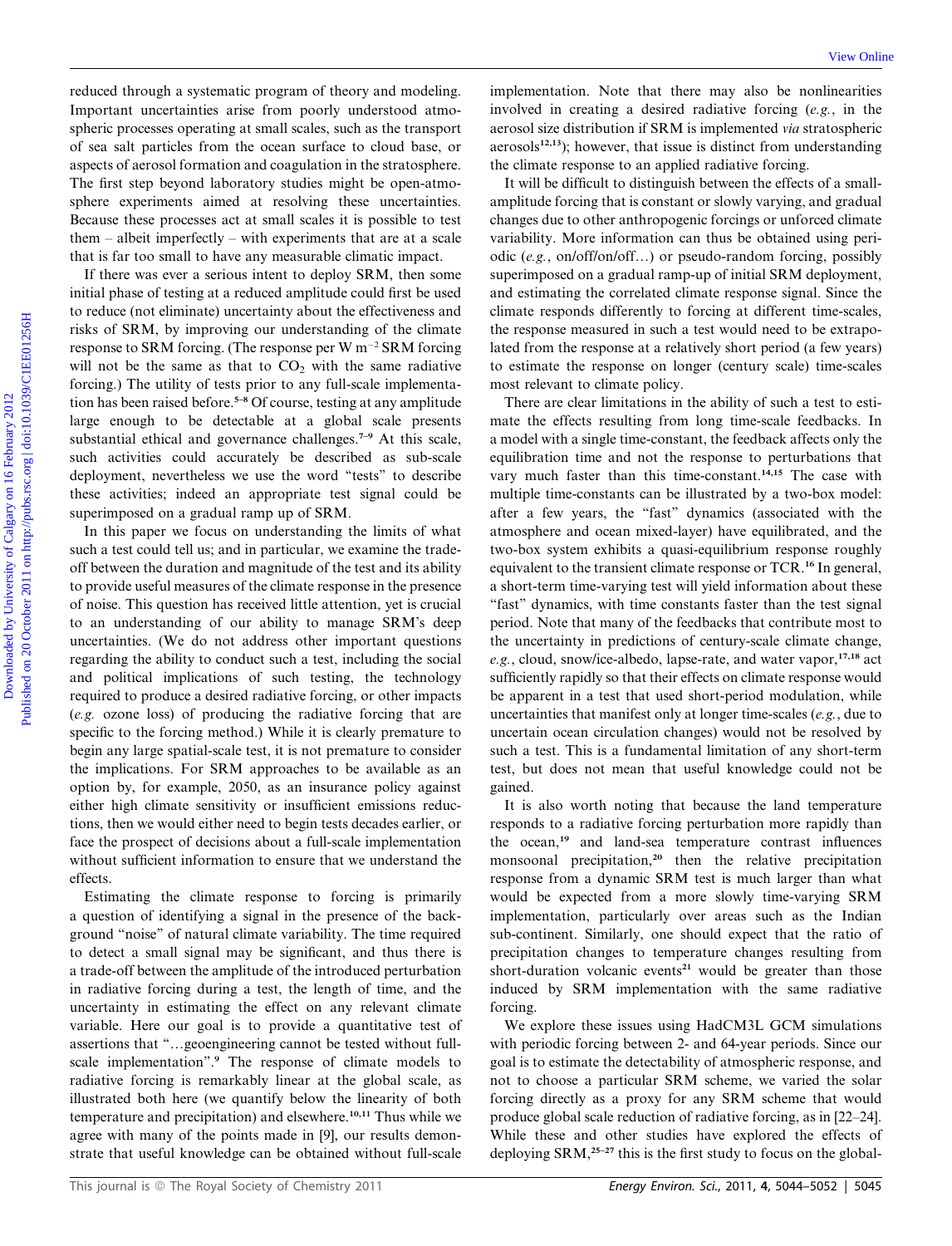reduced through a systematic program of theory and modeling. Important uncertainties arise from poorly understood atmospheric processes operating at small scales, such as the transport of sea salt particles from the ocean surface to cloud base, or aspects of aerosol formation and coagulation in the stratosphere. The first step beyond laboratory studies might be open-atmosphere experiments aimed at resolving these uncertainties. Because these processes act at small scales it is possible to test them – albeit imperfectly – with experiments that are at a scale that is far too small to have any measurable climatic impact.

If there was ever a serious intent to deploy SRM, then some initial phase of testing at a reduced amplitude could first be used to reduce (not eliminate) uncertainty about the effectiveness and risks of SRM, by improving our understanding of the climate response to SRM forcing. (The response per W $m^{-2}$ SRM forcing will not be the same as that to $CO_2$ with the same radiative forcing.) The utility of tests prior to any full-scale implementation has been raised before.[5–8] Of course, testing at any amplitude large enough to be detectable at a global scale presents substantial ethical and governance challenges.[7–9] At this scale, such activities could accurately be described as sub-scale deployment, nevertheless we use the word "tests" to describe these activities; indeed an appropriate test signal could be superimposed on a gradual ramp up of SRM.

In this paper we focus on understanding the limits of what such a test could tell us; and in particular, we examine the trade-off between the duration and magnitude of the test and its ability to provide useful measures of the climate response in the presence of noise. This question has received little attention, yet is crucial to an understanding of our ability to manage SRM's deep uncertainties. (We do not address other important questions regarding the ability to conduct such a test, including the social and political implications of such testing, the technology required to produce a desired radiative forcing, or other impacts (*e.g.* ozone loss) of producing the radiative forcing that are specific to the forcing method.) While it is clearly premature to begin any large spatial-scale test, it is not premature to consider the implications. For SRM approaches to be available as an option by, for example, 2050, as an insurance policy against either high climate sensitivity or insufficient emissions reductions, then we would either need to begin tests decades earlier, or face the prospect of decisions about a full-scale implementation without sufficient information to ensure that we understand the effects.

Estimating the climate response to forcing is primarily a question of identifying a signal in the presence of the background "noise" of natural climate variability. The time required to detect a small signal may be significant, and thus there is a trade-off between the amplitude of the introduced perturbation in radiative forcing during a test, the length of time, and the uncertainty in estimating the effect on any relevant climate variable. Here our goal is to provide a quantitative test of assertions that "…geoengineering cannot be tested without full-scale implementation".[9] The response of climate models to radiative forcing is remarkably linear at the global scale, as illustrated both here (we quantify below the linearity of both temperature and precipitation) and elsewhere.[10,11] Thus while we agree with many of the points made in [9], our results demonstrate that useful knowledge can be obtained without full-scale implementation. Note that there may also be nonlinearities involved in creating a desired radiative forcing (*e.g.*, in the aerosol size distribution if SRM is implemented *via* stratospheric aerosols[12,13]); however, that issue is distinct from understanding the climate response to an applied radiative forcing.

It will be difficult to distinguish between the effects of a small-amplitude forcing that is constant or slowly varying, and gradual changes due to other anthropogenic forcings or unforced climate variability. More information can thus be obtained using periodic (*e.g.*, on/off/on/off…) or pseudo-random forcing, possibly superimposed on a gradual ramp-up of initial SRM deployment, and estimating the correlated climate response signal. Since the climate responds differently to forcing at different time-scales, the response measured in such a test would need to be extrapolated from the response at a relatively short period (a few years) to estimate the response on longer (century scale) time-scales most relevant to climate policy.

There are clear limitations in the ability of such a test to estimate the effects resulting from long time-scale feedbacks. In a model with a single time-constant, the feedback affects only the equilibration time and not the response to perturbations that vary much faster than this time-constant.[14,15] The case with multiple time-constants can be illustrated by a two-box model: after a few years, the "fast" dynamics (associated with the atmosphere and ocean mixed-layer) have equilibrated, and the two-box system exhibits a quasi-equilibrium response roughly equivalent to the transient climate response or TCR.[16] In general, a short-term time-varying test will yield information about these "fast" dynamics, with time constants faster than the test signal period. Note that many of the feedbacks that contribute most to the uncertainty in predictions of century-scale climate change, *e.g.*, cloud, snow/ice-albedo, lapse-rate, and water vapor,[17,18] act sufficiently rapidly so that their effects on climate response would be apparent in a test that used short-period modulation, while uncertainties that manifest only at longer time-scales (*e.g.*, due to uncertain ocean circulation changes) would not be resolved by such a test. This is a fundamental limitation of any short-term test, but does not mean that useful knowledge could not be gained.

It is also worth noting that because the land temperature responds to a radiative forcing perturbation more rapidly than the ocean,[19] and land-sea temperature contrast influences monsoonal precipitation,[20] then the relative precipitation response from a dynamic SRM test is much larger than what would be expected from a more slowly time-varying SRM implementation, particularly over areas such as the Indian sub-continent. Similarly, one should expect that the ratio of precipitation changes to temperature changes resulting from short-duration volcanic events[21] would be greater than those induced by SRM implementation with the same radiative forcing.

We explore these issues using HadCM3L GCM simulations with periodic forcing between 2- and 64-year periods. Since our goal is to estimate the detectability of atmospheric response, and not to choose a particular SRM scheme, we varied the solar forcing directly as a proxy for any SRM scheme that would produce global scale reduction of radiative forcing, as in [22–24]. While these and other studies have explored the effects of deploying SRM,[25–27] this is the first study to focus on the global-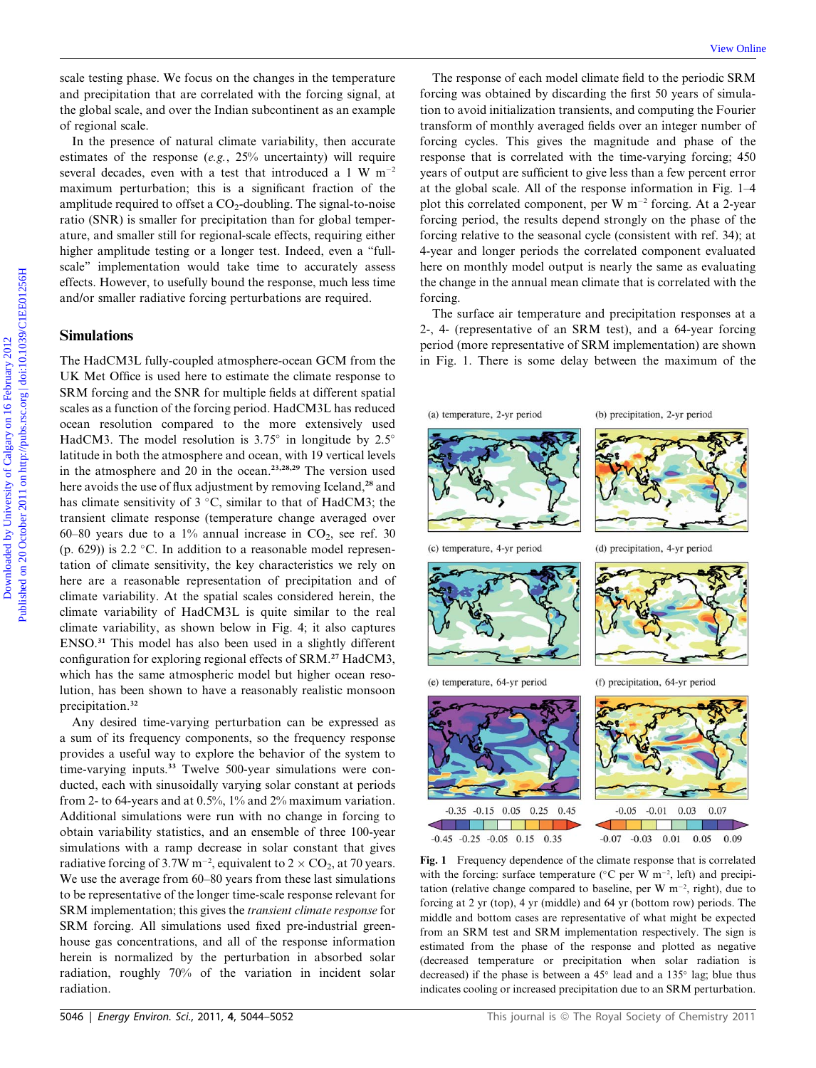scale testing phase. We focus on the changes in the temperature and precipitation that are correlated with the forcing signal, at the global scale, and over the Indian subcontinent as an example of regional scale.

In the presence of natural climate variability, then accurate estimates of the response (*e.g.*, 25% uncertainty) will require several decades, even with a test that introduced a 1 W $m^{-2}$ maximum perturbation; this is a significant fraction of the amplitude required to offset a $CO_2$-doubling. The signal-to-noise ratio (SNR) is smaller for precipitation than for global temperature, and smaller still for regional-scale effects, requiring either higher amplitude testing or a longer test. Indeed, even a "full-scale" implementation would take time to accurately assess effects. However, to usefully bound the response, much less time and/or smaller radiative forcing perturbations are required.

## Simulations

The HadCM3L fully-coupled atmosphere-ocean GCM from the UK Met Office is used here to estimate the climate response to SRM forcing and the SNR for multiple fields at different spatial scales as a function of the forcing period. HadCM3L has reduced ocean resolution compared to the more extensively used HadCM3. The model resolution is 3.75° in longitude by 2.5° latitude in both the atmosphere and ocean, with 19 vertical levels in the atmosphere and 20 in the ocean.[23,28,29] The version used here avoids the use of flux adjustment by removing Iceland,[28] and has climate sensitivity of 3 °C, similar to that of HadCM3; the transient climate response (temperature change averaged over 60–80 years due to a 1% annual increase in $CO_2$, see ref. 30 (p. 629)) is 2.2 °C. In addition to a reasonable model representation of climate sensitivity, the key characteristics we rely on here are a reasonable representation of precipitation and of climate variability. At the spatial scales considered herein, the climate variability of HadCM3L is quite similar to the real climate variability, as shown below in Fig. 4; it also captures ENSO.[31] This model has also been used in a slightly different configuration for exploring regional effects of SRM.[27] HadCM3, which has the same atmospheric model but higher ocean resolution, has been shown to have a reasonably realistic monsoon precipitation.[32]

Any desired time-varying perturbation can be expressed as a sum of its frequency components, so the frequency response provides a useful way to explore the behavior of the system to time-varying inputs.[33] Twelve 500-year simulations were conducted, each with sinusoidally varying solar constant at periods from 2- to 64-years and at 0.5%, 1% and 2% maximum variation. Additional simulations were run with no change in forcing to obtain variability statistics, and an ensemble of three 100-year simulations with a ramp decrease in solar constant that gives radiative forcing of 3.7W $m^{-2}$, equivalent to 2 × $CO_2$, at 70 years. We use the average from 60–80 years from these last simulations to be representative of the longer time-scale response relevant for SRM implementation; this gives the *transient climate response* for SRM forcing. All simulations used fixed pre-industrial greenhouse gas concentrations, and all of the response information herein is normalized by the perturbation in absorbed solar radiation, roughly 70% of the variation in incident solar radiation.

The response of each model climate field to the periodic SRM forcing was obtained by discarding the first 50 years of simulation to avoid initialization transients, and computing the Fourier transform of monthly averaged fields over an integer number of forcing cycles. This gives the magnitude and phase of the response that is correlated with the time-varying forcing; 450 years of output are sufficient to give less than a few percent error at the global scale. All of the response information in Fig. 1–4 plot this correlated component, per W $m^{-2}$ forcing. At a 2-year forcing period, the results depend strongly on the phase of the forcing relative to the seasonal cycle (consistent with ref. 34); at 4-year and longer periods the correlated component evaluated here on monthly model output is nearly the same as evaluating the change in the annual mean climate that is correlated with the forcing.

The surface air temperature and precipitation responses at a 2-, 4- (representative of an SRM test), and a 64-year forcing period (more representative of SRM implementation) are shown in Fig. 1. There is some delay between the maximum of the

(a) temperature, 2-yr period
(b) precipitation, 2-yr period
(c) temperature, 4-yr period
(d) precipitation, 4-yr period
(e) temperature, 64-yr period
(f) precipitation, 64-yr period

-0.35 -0.15 0.05 0.25 0.45
-0.45 -0.25 -0.05 0.15 0.35

-0.05 -0.01 0.03 0.07
-0.07 -0.03 0.01 0.05 0.09

**Fig. 1** Frequency dependence of the climate response that is correlated with the forcing: surface temperature (°C per W $m^{-2}$, left) and precipitation (relative change compared to baseline, per W $m^{-2}$, right), due to forcing at 2 yr (top), 4 yr (middle) and 64 yr (bottom row) periods. The middle and bottom cases are representative of what might be expected from an SRM test and SRM implementation respectively. The sign is estimated from the phase of the response and plotted as negative (decreased temperature or precipitation when solar radiation is decreased) if the phase is between a 45° lead and a 135° lag; blue thus indicates cooling or increased precipitation due to an SRM perturbation.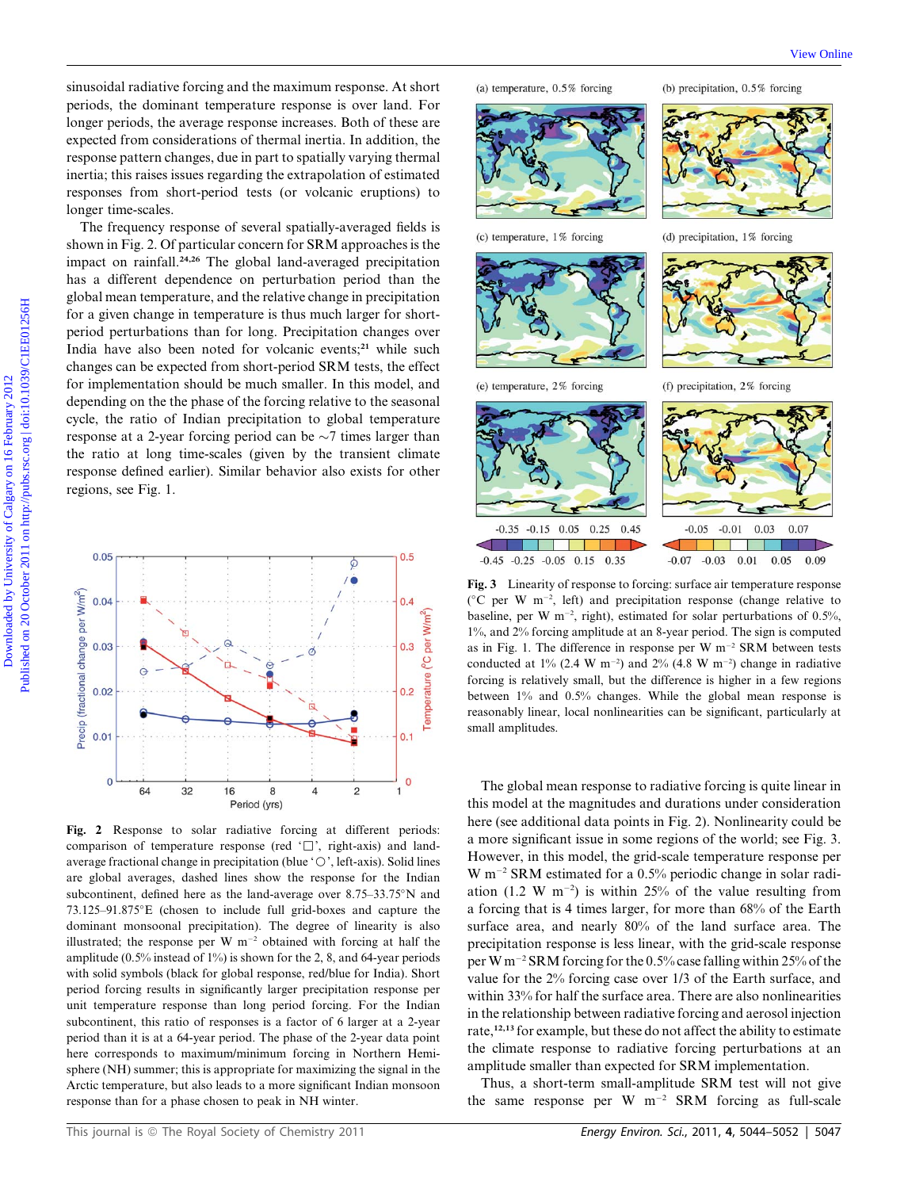sinusoidal radiative forcing and the maximum response. At short periods, the dominant temperature response is over land. For longer periods, the average response increases. Both of these are expected from considerations of thermal inertia. In addition, the response pattern changes, due in part to spatially varying thermal inertia; this raises issues regarding the extrapolation of estimated responses from short-period tests (or volcanic eruptions) to longer time-scales.

The frequency response of several spatially-averaged fields is shown in Fig. 2. Of particular concern for SRM approaches is the impact on rainfall.[24,26] The global land-averaged precipitation has a different dependence on perturbation period than the global mean temperature, and the relative change in precipitation for a given change in temperature is thus much larger for short-period perturbations than for long. Precipitation changes over India have also been noted for volcanic events;[21] while such changes can be expected from short-period SRM tests, the effect for implementation should be much smaller. In this model, and depending on the the phase of the forcing relative to the seasonal cycle, the ratio of Indian precipitation to global temperature response at a 2-year forcing period can be ~7 times larger than the ratio at long time-scales (given by the transient climate response defined earlier). Similar behavior also exists for other regions, see Fig. 1.

0.05
0.04
0.03
0.02
0.01
0
Precip (fractional change per W/m²)
0.5
0.4
0.3
0.2
0.1
0
Temperature (°C per W/m²)
64 32 16 8 4 2 1
Period (yrs)

**Fig. 2** Response to solar radiative forcing at different periods: comparison of temperature response (red '□', right-axis) and land-average fractional change in precipitation (blue '○', left-axis). Solid lines are global averages, dashed lines show the response for the Indian subcontinent, defined here as the land-average over 8.75–33.75°N and 73.125–91.875°E (chosen to include full grid-boxes and capture the dominant monsoonal precipitation). The degree of linearity is also illustrated; the response per W m$^{-2}$ obtained with forcing at half the amplitude (0.5% instead of 1%) is shown for the 2, 8, and 64-year periods with solid symbols (black for global response, red/blue for India). Short period forcing results in significantly larger precipitation response per unit temperature response than long period forcing. For the Indian subcontinent, this ratio of responses is a factor of 6 larger at a 2-year period than it is at a 64-year period. The phase of the 2-year data point here corresponds to maximum/minimum forcing in Northern Hemisphere (NH) summer; this is appropriate for maximizing the signal in the Arctic temperature, but also leads to a more significant Indian monsoon response than for a phase chosen to peak in NH winter.

(a) temperature, 0.5% forcing
(b) precipitation, 0.5% forcing
(c) temperature, 1% forcing
(d) precipitation, 1% forcing
(e) temperature, 2% forcing
(f) precipitation, 2% forcing
-0.35 -0.15 0.05 0.25 0.45
-0.45 -0.25 -0.05 0.15 0.35
-0.05 -0.01 0.03 0.07
-0.07 -0.03 0.01 0.05 0.09

**Fig. 3** Linearity of response to forcing: surface air temperature response (°C per W m$^{-2}$, left) and precipitation response (change relative to baseline, per W m$^{-2}$, right), estimated for solar perturbations of 0.5%, 1%, and 2% forcing amplitude at an 8-year period. The sign is computed as in Fig. 1. The difference in response per W m$^{-2}$ SRM between tests conducted at 1% (2.4 W m$^{-2}$) and 2% (4.8 W m$^{-2}$) change in radiative forcing is relatively small, but the difference is higher in a few regions between 1% and 0.5% changes. While the global mean response is reasonably linear, local nonlinearities can be significant, particularly at small amplitudes.

The global mean response to radiative forcing is quite linear in this model at the magnitudes and durations under consideration here (see additional data points in Fig. 2). Nonlinearity could be a more significant issue in some regions of the world; see Fig. 3. However, in this model, the grid-scale temperature response per W m$^{-2}$ SRM estimated for a 0.5% periodic change in solar radiation (1.2 W m$^{-2}$) is within 25% of the value resulting from a forcing that is 4 times larger, for more than 68% of the Earth surface area, and nearly 80% of the land surface area. The precipitation response is less linear, with the grid-scale response per W m$^{-2}$ SRM forcing for the 0.5% case falling within 25% of the value for the 2% forcing case over 1/3 of the Earth surface, and within 33% for half the surface area. There are also nonlinearities in the relationship between radiative forcing and aerosol injection rate,[12,13] for example, but these do not affect the ability to estimate the climate response to radiative forcing perturbations at an amplitude smaller than expected for SRM implementation.

Thus, a short-term small-amplitude SRM test will not give the same response per W m$^{-2}$ SRM forcing as full-scale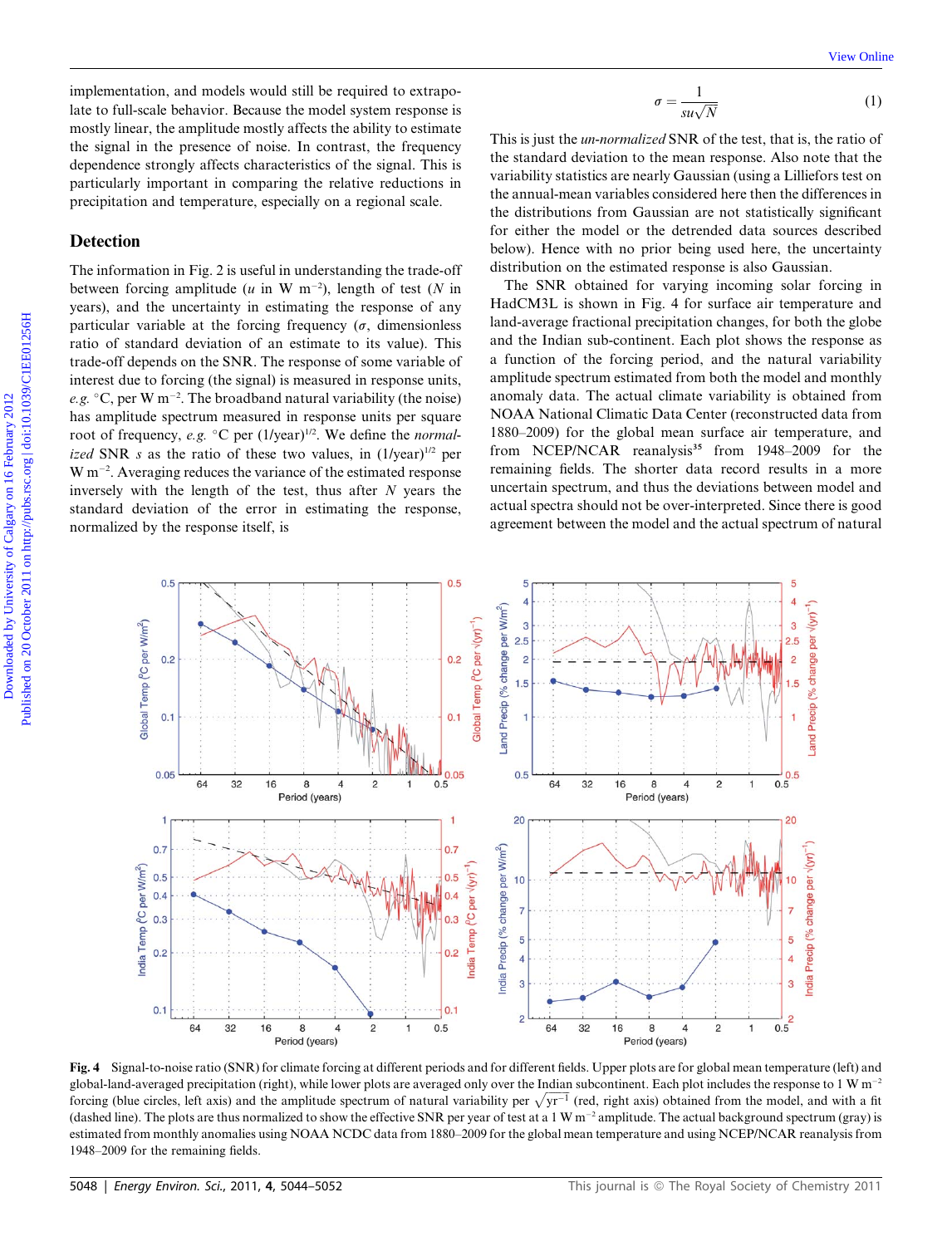implementation, and models would still be required to extrapolate to full-scale behavior. Because the model system response is mostly linear, the amplitude mostly affects the ability to estimate the signal in the presence of noise. In contrast, the frequency dependence strongly affects characteristics of the signal. This is particularly important in comparing the relative reductions in precipitation and temperature, especially on a regional scale.

## Detection

The information in Fig. 2 is useful in understanding the trade-off between forcing amplitude ($u$ in W m$^{-2}$), length of test ($N$ in years), and the uncertainty in estimating the response of any particular variable at the forcing frequency ($\sigma$, dimensionless ratio of standard deviation of an estimate to its value). This trade-off depends on the SNR. The response of some variable of interest due to forcing (the signal) is measured in response units, *e.g.* °C, per W m$^{-2}$. The broadband natural variability (the noise) has amplitude spectrum measured in response units per square root of frequency, *e.g.* °C per (1/year)$^{1/2}$. We define the *normalized* SNR $s$ as the ratio of these two values, in (1/year)$^{1/2}$ per W m$^{-2}$. Averaging reduces the variance of the estimated response inversely with the length of the test, thus after $N$ years the standard deviation of the error in estimating the response, normalized by the response itself, is

$$\sigma = \frac{1}{su\sqrt{N}} \tag{1}$$

This is just the *un-normalized* SNR of the test, that is, the ratio of the standard deviation to the mean response. Also note that the variability statistics are nearly Gaussian (using a Lilliefors test on the annual-mean variables considered here then the differences in the distributions from Gaussian are not statistically significant for either the model or the detrended data sources described below). Hence with no prior being used here, the uncertainty distribution on the estimated response is also Gaussian.

The SNR obtained for varying incoming solar forcing in HadCM3L is shown in Fig. 4 for surface air temperature and land-average fractional precipitation changes, for both the globe and the Indian sub-continent. Each plot shows the response as a function of the forcing period, and the natural variability amplitude spectrum estimated from both the model and monthly anomaly data. The actual climate variability is obtained from NOAA National Climatic Data Center (reconstructed data from 1880–2009) for the global mean surface air temperature, and from NCEP/NCAR reanalysis[35] from 1948–2009 for the remaining fields. The shorter data record results in a more uncertain spectrum, and thus the deviations between model and actual spectra should not be over-interpreted. Since there is good agreement between the model and the actual spectrum of natural

Global Temp (°C per W/m²)
Global Temp (°C per √(yr)⁻¹)
0.5
0.2
0.1
0.05
64 32 16 8 4 2 1 0.5
Period (years)

Land Precip (% change per W/m²)
Land Precip (% change per √(yr)⁻¹)
5
4
3
2.5
2
1.5
1
0.5
64 32 16 8 4 2 1 0.5
Period (years)

India Temp (°C per W/m²)
India Temp (°C per √(yr)⁻¹)
1
0.7
0.5
0.4
0.3
0.2
0.1
64 32 16 8 4 2 1 0.5
Period (years)

India Precip (% change per W/m²)
India Precip (% change per √(yr)⁻¹)
20
10
7
5
4
3
2
64 32 16 8 4 2 1 0.5
Period (years)

**Fig. 4** Signal-to-noise ratio (SNR) for climate forcing at different periods and for different fields. Upper plots are for global mean temperature (left) and global-land-averaged precipitation (right), while lower plots are averaged only over the Indian subcontinent. Each plot includes the response to 1 W m$^{-2}$ forcing (blue circles, left axis) and the amplitude spectrum of natural variability per $\sqrt{\mathrm{yr}^{-1}}$ (red, right axis) obtained from the model, and with a fit (dashed line). The plots are thus normalized to show the effective SNR per year of test at a 1 W m$^{-2}$ amplitude. The actual background spectrum (gray) is estimated from monthly anomalies using NOAA NCDC data from 1880–2009 for the global mean temperature and using NCEP/NCAR reanalysis from 1948–2009 for the remaining fields.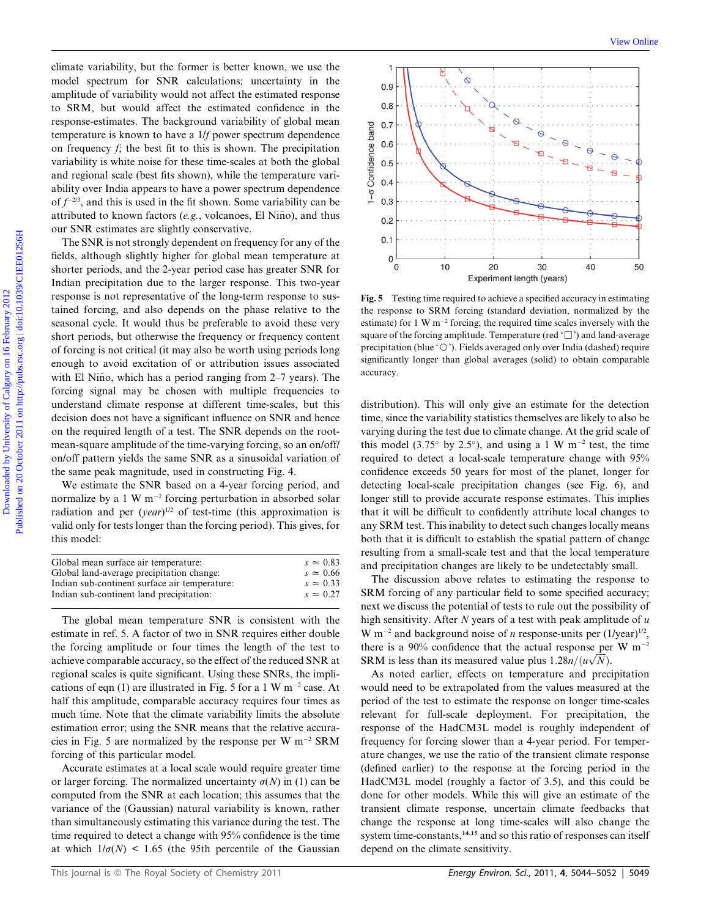climate variability, but the former is better known, we use the model spectrum for SNR calculations; uncertainty in the amplitude of variability would not affect the estimated response to SRM, but would affect the estimated confidence in the response-estimates. The background variability of global mean temperature is known to have a $1/f$ power spectrum dependence on frequency $f$; the best fit to this is shown. The precipitation variability is white noise for these time-scales at both the global and regional scale (best fits shown), while the temperature variability over India appears to have a power spectrum dependence of $f^{-2/3}$, and this is used in the fit shown. Some variability can be attributed to known factors (*e.g.*, volcanoes, El Niño), and thus our SNR estimates are slightly conservative.

The SNR is not strongly dependent on frequency for any of the fields, although slightly higher for global mean temperature at shorter periods, and the 2-year period case has greater SNR for Indian precipitation due to the larger response. This two-year response is not representative of the long-term response to sustained forcing, and also depends on the phase relative to the seasonal cycle. It would thus be preferable to avoid these very short periods, but otherwise the frequency or frequency content of forcing is not critical (it may also be worth using periods long enough to avoid excitation of or attribution issues associated with El Niño, which has a period ranging from 2–7 years). The forcing signal may be chosen with multiple frequencies to understand climate response at different time-scales, but this decision does not have a significant influence on SNR and hence on the required length of a test. The SNR depends on the root-mean-square amplitude of the time-varying forcing, so an on/off/on/off pattern yields the same SNR as a sinusoidal variation of the same peak magnitude, used in constructing Fig. 4.

We estimate the SNR based on a 4-year forcing period, and normalize by a 1 W m$^{-2}$ forcing perturbation in absorbed solar radiation and per $(year)^{1/2}$ of test-time (this approximation is valid only for tests longer than the forcing period). This gives, for this model:

| | |
|---|---|
| Global mean surface air temperature: | $s \simeq 0.83$ |
| Global land-average precipitation change: | $s \simeq 0.66$ |
| Indian sub-continent surface air temperature: | $s \simeq 0.33$ |
| Indian sub-continent land precipitation: | $s \simeq 0.27$ |

The global mean temperature SNR is consistent with the estimate in ref. 5. A factor of two in SNR requires either double the forcing amplitude or four times the length of the test to achieve comparable accuracy, so the effect of the reduced SNR at regional scales is quite significant. Using these SNRs, the implications of eqn (1) are illustrated in Fig. 5 for a 1 W m$^{-2}$ case. At half this amplitude, comparable accuracy requires four times as much time. Note that the climate variability limits the absolute estimation error; using the SNR means that the relative accuracies in Fig. 5 are normalized by the response per W m$^{-2}$ SRM forcing of this particular model.

Accurate estimates at a local scale would require greater time or larger forcing. The normalized uncertainty $\sigma(N)$ in (1) can be computed from the SNR at each location; this assumes that the variance of the (Gaussian) natural variability is known, rather than simultaneously estimating this variance during the test. The time required to detect a change with 95% confidence is the time at which $1/\sigma(N) < 1.65$ (the 95th percentile of the Gaussian

1–σ Confidence band
Experiment length (years)
0 0.1 0.2 0.3 0.4 0.5 0.6 0.7 0.8 0.9 1
0 10 20 30 40 50

**Fig. 5** Testing time required to achieve a specified accuracy in estimating the response to SRM forcing (standard deviation, normalized by the estimate) for 1 W m$^{-2}$ forcing; the required time scales inversely with the square of the forcing amplitude. Temperature (red '□') and land-average precipitation (blue '○'). Fields averaged only over India (dashed) require significantly longer than global averages (solid) to obtain comparable accuracy.

distribution). This will only give an estimate for the detection time, since the variability statistics themselves are likely to also be varying during the test due to climate change. At the grid scale of this model (3.75° by 2.5°), and using a 1 W m$^{-2}$ test, the time required to detect a local-scale temperature change with 95% confidence exceeds 50 years for most of the planet, longer for detecting local-scale precipitation changes (see Fig. 6), and longer still to provide accurate response estimates. This implies that it will be difficult to confidently attribute local changes to any SRM test. This inability to detect such changes locally means both that it is difficult to establish the spatial pattern of change resulting from a small-scale test and that the local temperature and precipitation changes are likely to be undetectably small.

The discussion above relates to estimating the response to SRM forcing of any particular field to some specified accuracy; next we discuss the potential of tests to rule out the possibility of high sensitivity. After $N$ years of a test with peak amplitude of $u$ W m$^{-2}$ and background noise of $n$ response-units per $(1/\text{year})^{1/2}$, there is a 90% confidence that the actual response per W m$^{-2}$ SRM is less than its measured value plus $1.28n/(u\sqrt{N})$.

As noted earlier, effects on temperature and precipitation would need to be extrapolated from the values measured at the period of the test to estimate the response on longer time-scales relevant for full-scale deployment. For precipitation, the response of the HadCM3L model is roughly independent of frequency for forcing slower than a 4-year period. For temperature changes, we use the ratio of the transient climate response (defined earlier) to the response at the forcing period in the HadCM3L model (roughly a factor of 3.5), and this could be done for other models. While this will give an estimate of the transient climate response, uncertain climate feedbacks that change the response at long time-scales will also change the system time-constants,[14,15] and so this ratio of responses can itself depend on the climate sensitivity.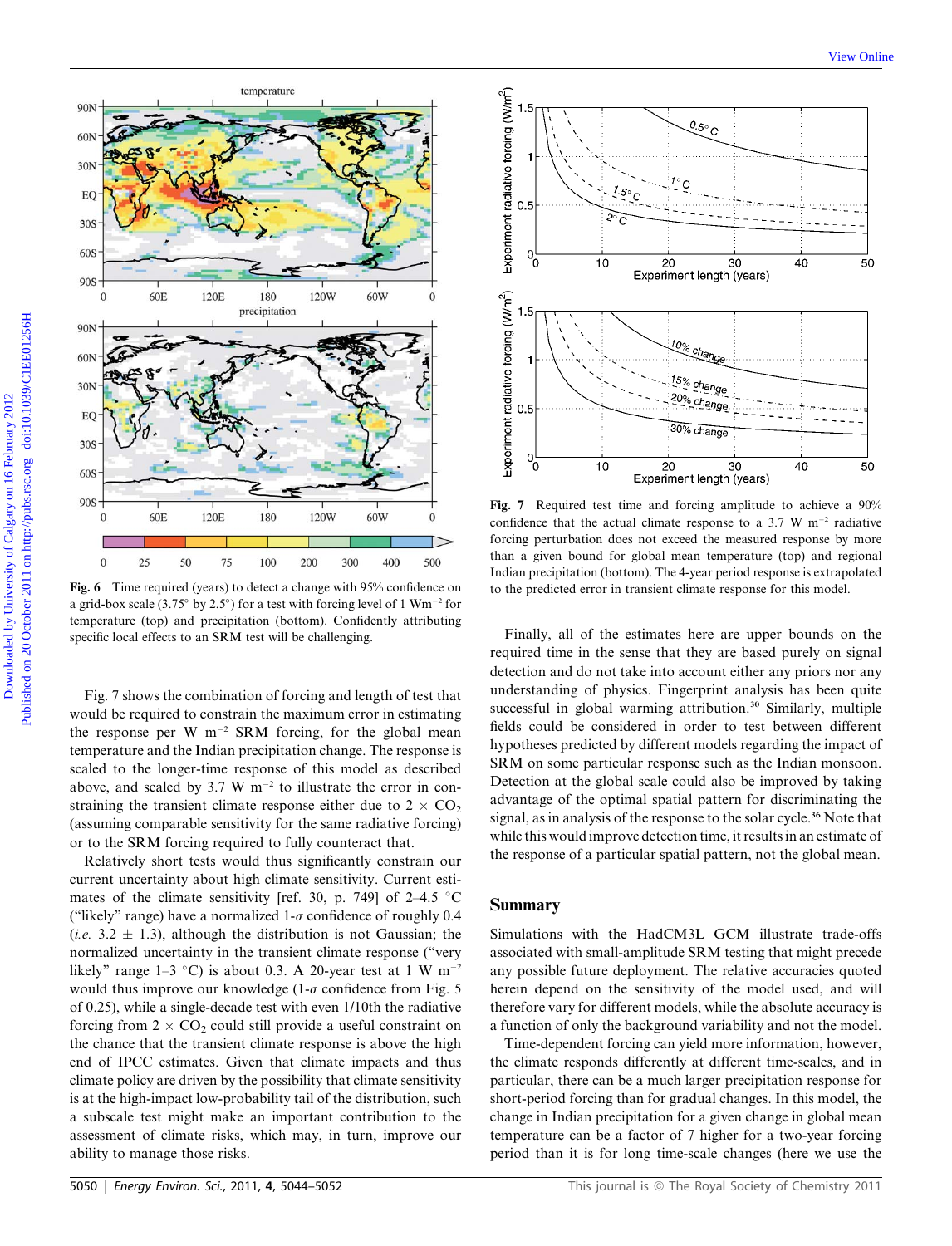temperature

90N
60N
30N
EQ
30S
60S
90S
0 60E 120E 180 120W 60W 0

precipitation

90N
60N
30N
EQ
30S
60S
90S
0 60E 120E 180 120W 60W 0

0 25 50 75 100 200 300 400 500

**Fig. 6** Time required (years) to detect a change with 95% confidence on a grid-box scale (3.75° by 2.5°) for a test with forcing level of 1 $Wm^{-2}$ for temperature (top) and precipitation (bottom). Confidently attributing specific local effects to an SRM test will be challenging.

Experiment radiative forcing ($W/m^2$)
1.5
1
0.5
0
0.5° C
1° C
1.5° C
2° C
0 10 20 30 40 50
Experiment length (years)

Experiment radiative forcing ($W/m^2$)
1.5
1
0.5
0
10% change
15% change
20% change
30% change
0 10 20 30 40 50
Experiment length (years)

**Fig. 7** Required test time and forcing amplitude to achieve a 90% confidence that the actual climate response to a 3.7 W $m^{-2}$ radiative forcing perturbation does not exceed the measured response by more than a given bound for global mean temperature (top) and regional Indian precipitation (bottom). The 4-year period response is extrapolated to the predicted error in transient climate response for this model.

Fig. 7 shows the combination of forcing and length of test that would be required to constrain the maximum error in estimating the response per W $m^{-2}$ SRM forcing, for the global mean temperature and the Indian precipitation change. The response is scaled to the longer-time response of this model as described above, and scaled by 3.7 W $m^{-2}$ to illustrate the error in constraining the transient climate response either due to 2 × $CO_2$ (assuming comparable sensitivity for the same radiative forcing) or to the SRM forcing required to fully counteract that.

Relatively short tests would thus significantly constrain our current uncertainty about high climate sensitivity. Current estimates of the climate sensitivity [ref. 30, p. 749] of 2–4.5 °C ("likely" range) have a normalized 1-$\sigma$ confidence of roughly 0.4 (*i.e.* 3.2 ± 1.3), although the distribution is not Gaussian; the normalized uncertainty in the transient climate response ("very likely" range 1–3 °C) is about 0.3. A 20-year test at 1 W $m^{-2}$ would thus improve our knowledge (1-$\sigma$ confidence from Fig. 5 of 0.25), while a single-decade test with even 1/10th the radiative forcing from 2 × $CO_2$ could still provide a useful constraint on the chance that the transient climate response is above the high end of IPCC estimates. Given that climate impacts and thus climate policy are driven by the possibility that climate sensitivity is at the high-impact low-probability tail of the distribution, such a subscale test might make an important contribution to the assessment of climate risks, which may, in turn, improve our ability to manage those risks.

Finally, all of the estimates here are upper bounds on the required time in the sense that they are based purely on signal detection and do not take into account either any priors nor any understanding of physics. Fingerprint analysis has been quite successful in global warming attribution.[30] Similarly, multiple fields could be considered in order to test between different hypotheses predicted by different models regarding the impact of SRM on some particular response such as the Indian monsoon. Detection at the global scale could also be improved by taking advantage of the optimal spatial pattern for discriminating the signal, as in analysis of the response to the solar cycle.[36] Note that while this would improve detection time, it results in an estimate of the response of a particular spatial pattern, not the global mean.

## Summary

Simulations with the HadCM3L GCM illustrate trade-offs associated with small-amplitude SRM testing that might precede any possible future deployment. The relative accuracies quoted herein depend on the sensitivity of the model used, and will therefore vary for different models, while the absolute accuracy is a function of only the background variability and not the model.

Time-dependent forcing can yield more information, however, the climate responds differently at different time-scales, and in particular, there can be a much larger precipitation response for short-period forcing than for gradual changes. In this model, the change in Indian precipitation for a given change in global mean temperature can be a factor of 7 higher for a two-year forcing period than it is for long time-scale changes (here we use the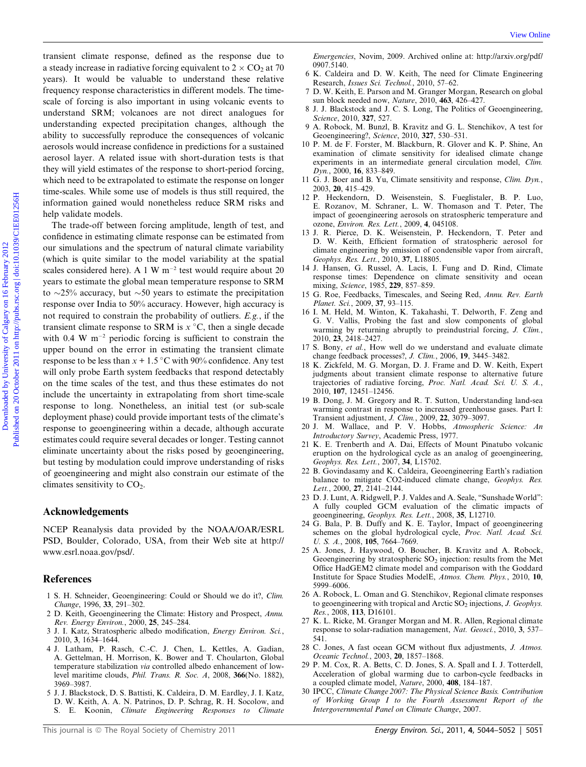transient climate response, defined as the response due to a steady increase in radiative forcing equivalent to $2 \times CO_2$ at 70 years). It would be valuable to understand these relative frequency response characteristics in different models. The time-scale of forcing is also important in using volcanic events to understand SRM; volcanoes are not direct analogues for understanding expected precipitation changes, although the ability to successfully reproduce the consequences of volcanic aerosols would increase confidence in predictions for a sustained aerosol layer. A related issue with short-duration tests is that they will yield estimates of the response to short-period forcing, which need to be extrapolated to estimate the response on longer time-scales. While some use of models is thus still required, the information gained would nonetheless reduce SRM risks and help validate models.

The trade-off between forcing amplitude, length of test, and confidence in estimating climate response can be estimated from our simulations and the spectrum of natural climate variability (which is quite similar to the model variability at the spatial scales considered here). A 1 W m$^{-2}$ test would require about 20 years to estimate the global mean temperature response to SRM to ~25% accuracy, but ~50 years to estimate the precipitation response over India to 50% accuracy. However, high accuracy is not required to constrain the probability of outliers. *E.g.*, if the transient climate response to SRM is $x$ °C, then a single decade with 0.4 W m$^{-2}$ periodic forcing is sufficient to constrain the upper bound on the error in estimating the transient climate response to be less than $x + 1.5$ °C with 90% confidence. Any test will only probe Earth system feedbacks that respond detectably on the time scales of the test, and thus these estimates do not include the uncertainty in extrapolating from short time-scale response to long. Nonetheless, an initial test (or sub-scale deployment phase) could provide important tests of the climate's response to geoengineering within a decade, although accurate estimates could require several decades or longer. Testing cannot eliminate uncertainty about the risks posed by geoengineering, but testing by modulation could improve understanding of risks of geoengineering and might also constrain our estimate of the climates sensitivity to $CO_2$.

## Acknowledgements

NCEP Reanalysis data provided by the NOAA/OAR/ESRL PSD, Boulder, Colorado, USA, from their Web site at http://www.esrl.noaa.gov/psd/.

## References

1 S. H. Schneider, Geoengineering: Could or Should we do it?, *Clim. Change*, 1996, **33**, 291–302.
2 D. Keith, Geoengineering the Climate: History and Prospect, *Annu. Rev. Energy Environ.*, 2000, **25**, 245–284.
3 J. I. Katz, Stratospheric albedo modification, *Energy Environ. Sci.*, 2010, **3**, 1634–1644.
4 J. Latham, P. Rasch, C.-C. J. Chen, L. Kettles, A. Gadian, A. Gettelman, H. Morrison, K. Bower and T. Choularton, Global temperature stabilization *via* controlled albedo enhancement of low-level maritime clouds, *Phil. Trans. R. Soc. A*, 2008, **366**(No. 1882), 3969–3987.
5 J. J. Blackstock, D. S. Battisti, K. Caldeira, D. M. Eardley, J. I. Katz, D. W. Keith, A. A. N. Patrinos, D. P. Schrag, R. H. Socolow, and S. E. Koonin, *Climate Engineering Responses to Climate Emergencies*, Novim, 2009. Archived online at: http://arxiv.org/pdf/0907.5140.
6 K. Caldeira and D. W. Keith, The need for Climate Engineering Research, *Issues Sci. Technol.*, 2010, 57–62.
7 D. W. Keith, E. Parson and M. Granger Morgan, Research on global sun block needed now, *Nature*, 2010, **463**, 426–427.
8 J. J. Blackstock and J. C. S. Long, The Politics of Geoengineering, *Science*, 2010, **327**, 527.
9 A. Robock, M. Bunzl, B. Kravitz and G. L. Stenchikov, A test for Geoengineering?, *Science*, 2010, **327**, 530–531.
10 P. M. de F. Forster, M. Blackburn, R. Glover and K. P. Shine, An examination of climate sensitivity for idealised climate change experiments in an intermediate general circulation model, *Clim. Dyn.*, 2000, **16**, 833–849.
11 G. J. Boer and B. Yu, Climate sensitivity and response, *Clim. Dyn.*, 2003, **20**, 415–429.
12 P. Heckendorn, D. Weisenstein, S. Fueglistaler, B. P. Luo, E. Rozanov, M. Schraner, L. W. Thomason and T. Peter, The impact of geoengineering aerosols on stratospheric temperature and ozone, *Environ. Res. Lett.*, 2009, **4**, 045108.
13 J. R. Pierce, D. K. Weisenstein, P. Heckendorn, T. Peter and D. W. Keith, Efficient formation of stratospheric aerosol for climate engineering by emission of condensible vapor from aircraft, *Geophys. Res. Lett.*, 2010, **37**, L18805.
14 J. Hansen, G. Russel, A. Lacis, I. Fung and D. Rind, Climate response times: Dependence on climate sensitivity and ocean mixing, *Science*, 1985, **229**, 857–859.
15 G. Roe, Feedbacks, Timescales, and Seeing Red, *Annu. Rev. Earth Planet. Sci.*, 2009, **37**, 93–115.
16 I. M. Held, M. Winton, K. Takahashi, T. Delworth, F. Zeng and G. V. Vallis, Probing the fast and slow components of global warming by returning abruptly to preindustrial forcing, *J. Clim.*, 2010, **23**, 2418–2427.
17 S. Bony, *et al.*, How well do we understand and evaluate climate change feedback processes?, *J. Clim.*, 2006, **19**, 3445–3482.
18 K. Zickfeld, M. G. Morgan, D. J. Frame and D. W. Keith, Expert judgments about transient climate response to alternative future trajectories of radiative forcing, *Proc. Natl. Acad. Sci. U. S. A.*, 2010, **107**, 12451–12456.
19 B. Dong, J. M. Gregory and R. T. Sutton, Understanding land-sea warming contrast in response to increased greenhouse gases. Part I: Transient adjustment, *J. Clim.*, 2009, **22**, 3079–3097.
20 J. M. Wallace, and P. V. Hobbs, *Atmospheric Science: An Introductory Survey*, Academic Press, 1977.
21 K. E. Trenberth and A. Dai, Effects of Mount Pinatubo volcanic eruption on the hydrological cycle as an analog of geoengineering, *Geophys. Res. Lett.*, 2007, **34**, L15702.
22 B. Govindasamy and K. Caldeira, Geoengineering Earth's radiation balance to mitigate CO2-induced climate change, *Geophys. Res. Lett.*, 2000, **27**, 2141–2144.
23 D. J. Lunt, A. Ridgwell, P. J. Valdes and A. Seale, "Sunshade World": A fully coupled GCM evaluation of the climatic impacts of geoengineering, *Geophys. Res. Lett.*, 2008, **35**, L12710.
24 G. Bala, P. B. Duffy and K. E. Taylor, Impact of geoengineering schemes on the global hydrological cycle, *Proc. Natl. Acad. Sci. U. S. A.*, 2008, **105**, 7664–7669.
25 A. Jones, J. Haywood, O. Boucher, B. Kravitz and A. Robock, Geoengineering by stratospheric $SO_2$ injection: results from the Met Office HadGEM2 climate model and comparison with the Goddard Institute for Space Studies ModelE, *Atmos. Chem. Phys.*, 2010, **10**, 5999–6006.
26 A. Robock, L. Oman and G. Stenchikov, Regional climate responses to geoengineering with tropical and Arctic $SO_2$ injections, *J. Geophys. Res.*, 2008, **113**, D16101.
27 K. L. Ricke, M. Granger Morgan and M. R. Allen, Regional climate response to solar-radiation management, *Nat. Geosci.*, 2010, **3**, 537–541.
28 C. Jones, A fast ocean GCM without flux adjustments, *J. Atmos. Oceanic Technol.*, 2003, **20**, 1857–1868.
29 P. M. Cox, R. A. Betts, C. D. Jones, S. A. Spall and I. J. Totterdell, Acceleration of global warming due to carbon-cycle feedbacks in a coupled climate model, *Nature*, 2000, **408**, 184–187.
30 IPCC, *Climate Change 2007: The Physical Science Basis. Contribution of Working Group I to the Fourth Assessment Report of the Intergovernmental Panel on Climate Change*, 2007.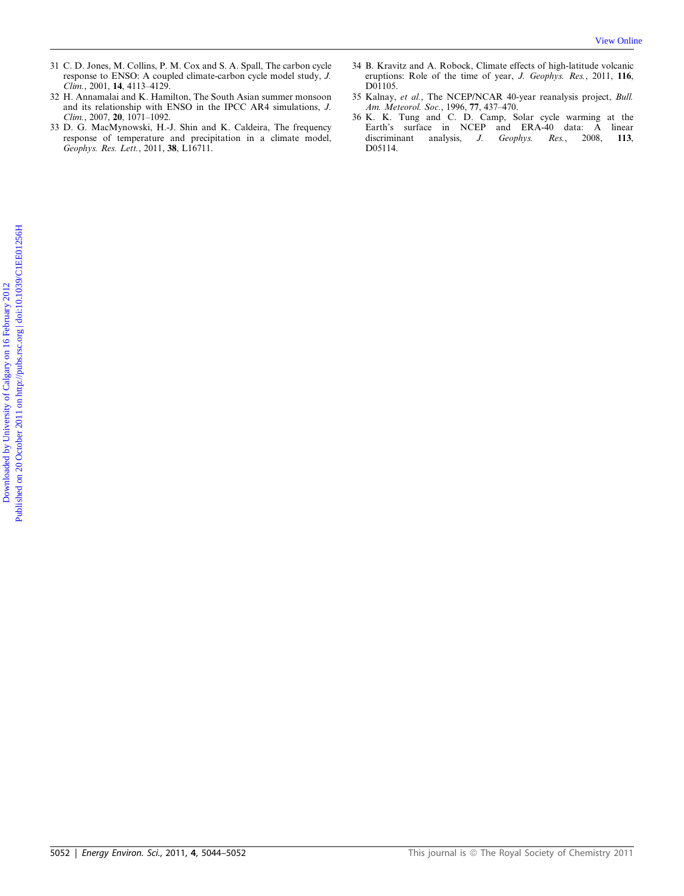31 C. D. Jones, M. Collins, P. M. Cox and S. A. Spall, The carbon cycle response to ENSO: A coupled climate-carbon cycle model study, *J. Clim.*, 2001, **14**, 4113–4129.

32 H. Annamalai and K. Hamilton, The South Asian summer monsoon and its relationship with ENSO in the IPCC AR4 simulations, *J. Clim.*, 2007, **20**, 1071–1092.

33 D. G. MacMynowski, H.-J. Shin and K. Caldeira, The frequency response of temperature and precipitation in a climate model, *Geophys. Res. Lett.*, 2011, **38**, L16711.

34 B. Kravitz and A. Robock, Climate effects of high-latitude volcanic eruptions: Role of the time of year, *J. Geophys. Res.*, 2011, **116**, D01105.

35 Kalnay, *et al.*, The NCEP/NCAR 40-year reanalysis project, *Bull. Am. Meteorol. Soc.*, 1996, **77**, 437–470.

36 K. K. Tung and C. D. Camp, Solar cycle warming at the Earth's surface in NCEP and ERA-40 data: A linear discriminant analysis, *J. Geophys. Res.*, 2008, **113**, D05114.